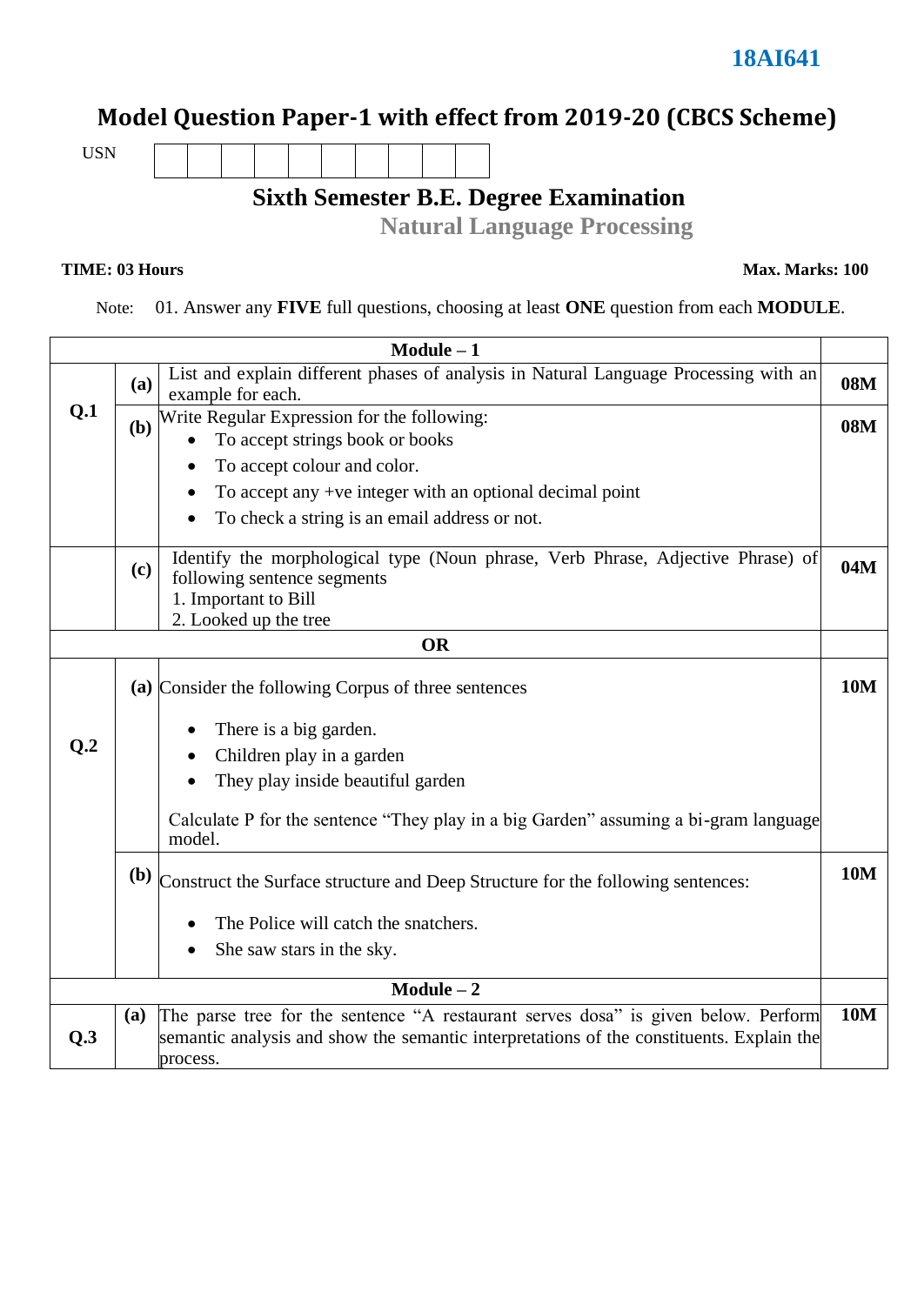**18AI641**

# Model Question Paper-1 with effect from 2019-20 (CBCS Scheme)

USN | | | | | | | | | |

## Sixth Semester B.E. Degree Examination

### Natural Language Processing

**TIME: 03 Hours** **Max. Marks: 100**

Note: 01. Answer any **FIVE** full questions, choosing at least **ONE** question from each **MODULE**.

| | | **Module – 1** | |
|---|---|---|---|
| **Q.1** | **(a)** | List and explain different phases of analysis in Natural Language Processing with an example for each. | **08M** |
| | **(b)** | Write Regular Expression for the following:<br>• To accept strings book or books<br>• To accept colour and color.<br>• To accept any +ve integer with an optional decimal point<br>• To check a string is an email address or not. | **08M** |
| | **(c)** | Identify the morphological type (Noun phrase, Verb Phrase, Adjective Phrase) of following sentence segments<br>1. Important to Bill<br>2. Looked up the tree | **04M** |
| | | **OR** | |
| **Q.2** | **(a)** | Consider the following Corpus of three sentences<br>• There is a big garden.<br>• Children play in a garden<br>• They play inside beautiful garden<br><br>Calculate P for the sentence "They play in a big Garden" assuming a bi-gram language model. | **10M** |
| | **(b)** | Construct the Surface structure and Deep Structure for the following sentences:<br>• The Police will catch the snatchers.<br>• She saw stars in the sky. | **10M** |
| | | **Module – 2** | |
| **Q.3** | **(a)** | The parse tree for the sentence "A restaurant serves dosa" is given below. Perform semantic analysis and show the semantic interpretations of the constituents. Explain the process. | **10M** |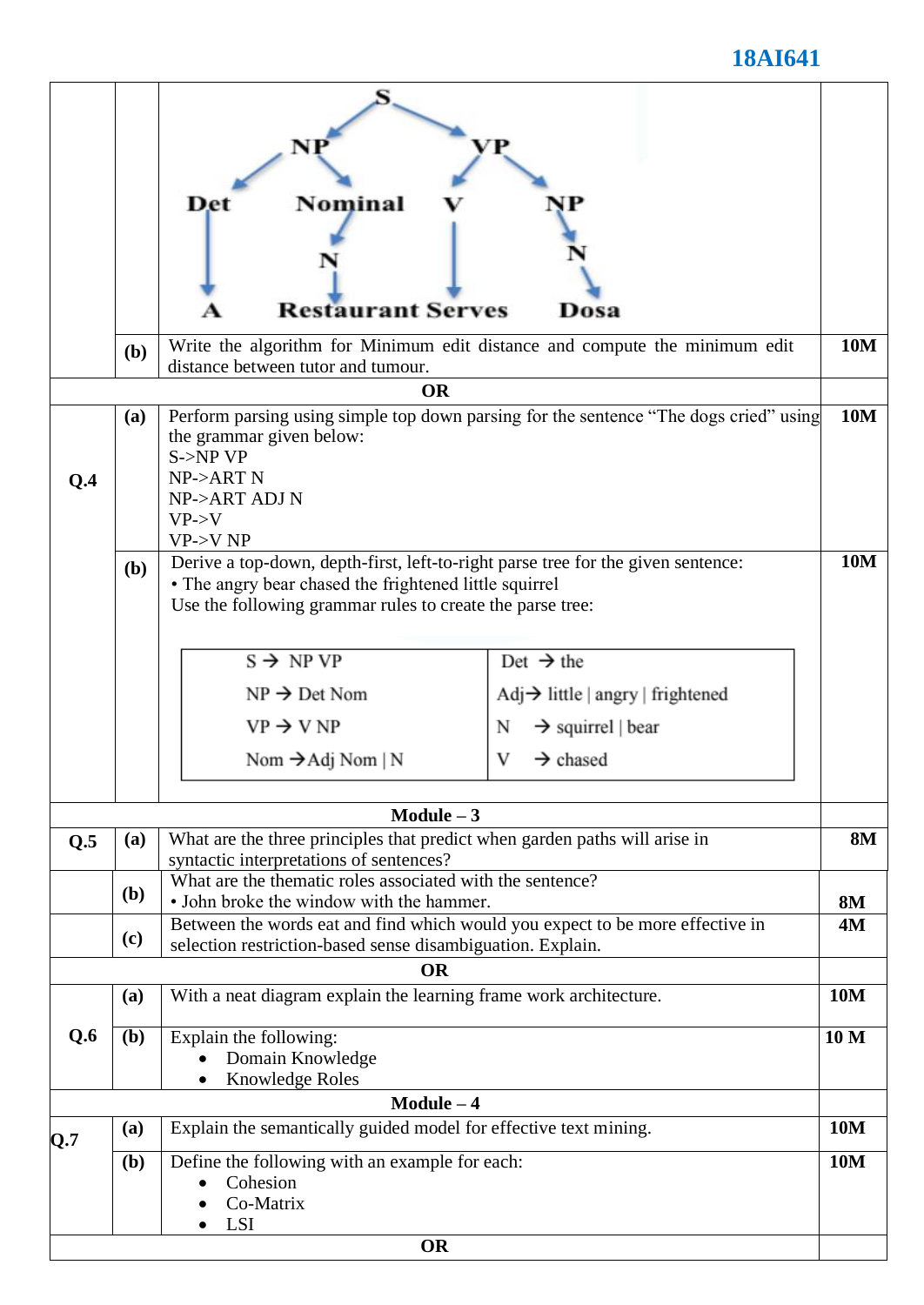| | | | |
|---|---|---|---|
| | | S → NP VP; NP → Det Nominal; Nominal → N; VP → V NP; NP → N; Det → A; N → Restaurant; V → Serves; N → Dosa | |
| | **(b)** | Write the algorithm for Minimum edit distance and compute the minimum edit distance between tutor and tumour. | **10M** |
| | | **OR** | |
| **Q.4** | **(a)** | Perform parsing using simple top down parsing for the sentence "The dogs cried" using the grammar given below:<br>S->NP VP<br>NP->ART N<br>NP->ART ADJ N<br>VP->V<br>VP->V NP | **10M** |
| | **(b)** | Derive a top-down, depth-first, left-to-right parse tree for the given sentence:<br>• The angry bear chased the frightened little squirrel<br>Use the following grammar rules to create the parse tree:<br>S → NP VP<br>NP → Det Nom<br>VP → V NP<br>Nom → Adj Nom \| N<br>Det → the<br>Adj → little \| angry \| frightened<br>N → squirrel \| bear<br>V → chased | **10M** |
| | | **Module – 3** | |
| **Q.5** | **(a)** | What are the three principles that predict when garden paths will arise in syntactic interpretations of sentences? | **8M** |
| | **(b)** | What are the thematic roles associated with the sentence?<br>• John broke the window with the hammer. | **8M** |
| | **(c)** | Between the words eat and find which would you expect to be more effective in selection restriction-based sense disambiguation. Explain. | **4M** |
| | | **OR** | |
| **Q.6** | **(a)** | With a neat diagram explain the learning frame work architecture. | **10M** |
| | **(b)** | Explain the following:<br>• Domain Knowledge<br>• Knowledge Roles | **10 M** |
| | | **Module – 4** | |
| **Q.7** | **(a)** | Explain the semantically guided model for effective text mining. | **10M** |
| | **(b)** | Define the following with an example for each:<br>• Cohesion<br>• Co-Matrix<br>• LSI | **10M** |
| | | **OR** | |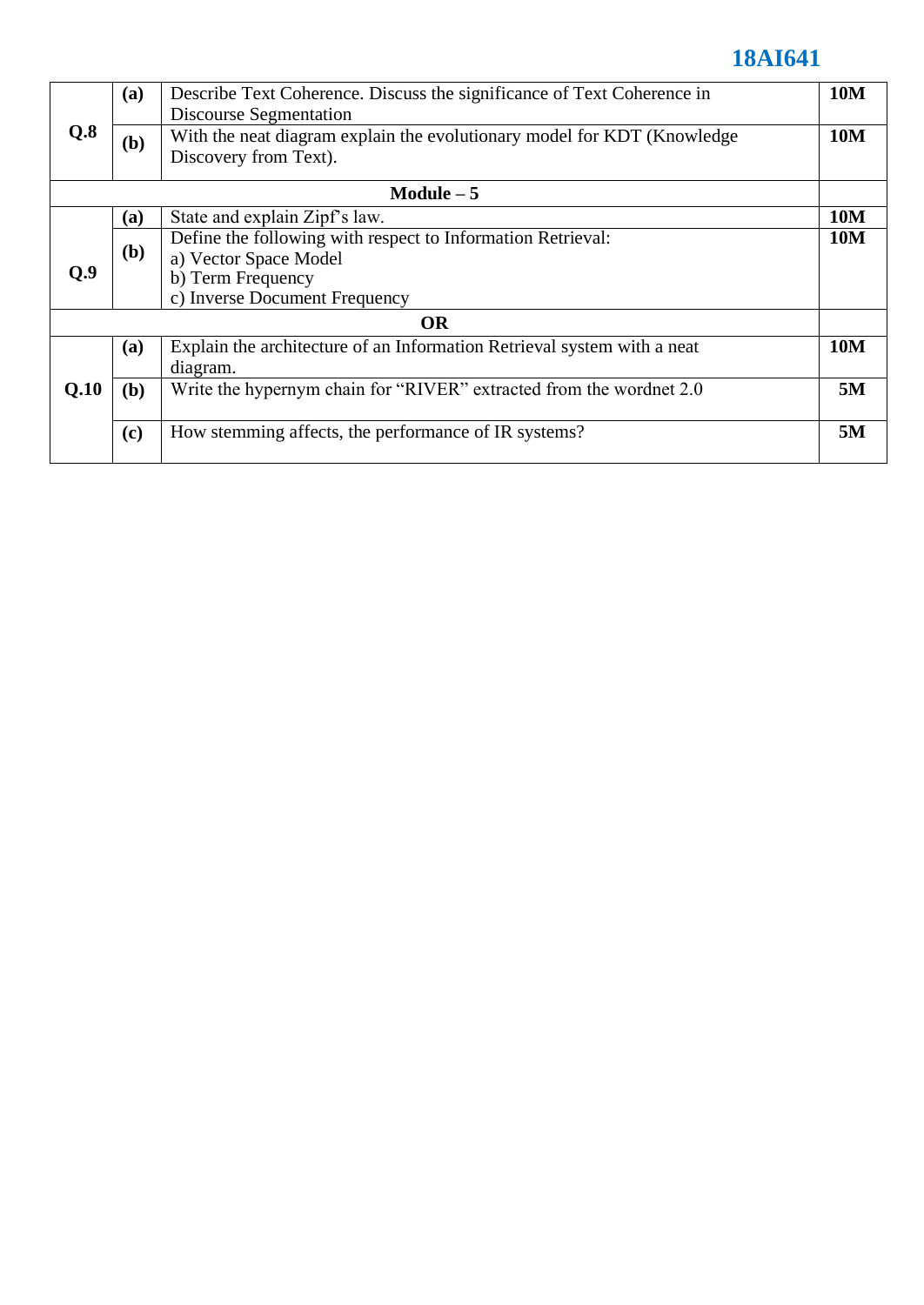| | | | |
|---|---|---|---|
| **Q.8** | **(a)** | Describe Text Coherence. Discuss the significance of Text Coherence in Discourse Segmentation | **10M** |
| | **(b)** | With the neat diagram explain the evolutionary model for KDT (Knowledge Discovery from Text). | **10M** |
| **Module – 5** | | | |
| **Q.9** | **(a)** | State and explain Zipf's law. | **10M** |
| | **(b)** | Define the following with respect to Information Retrieval:<br>a) Vector Space Model<br>b) Term Frequency<br>c) Inverse Document Frequency | **10M** |
| **OR** | | | |
| **Q.10** | **(a)** | Explain the architecture of an Information Retrieval system with a neat diagram. | **10M** |
| | **(b)** | Write the hypernym chain for "RIVER" extracted from the wordnet 2.0 | **5M** |
| | **(c)** | How stemming affects, the performance of IR systems? | **5M** |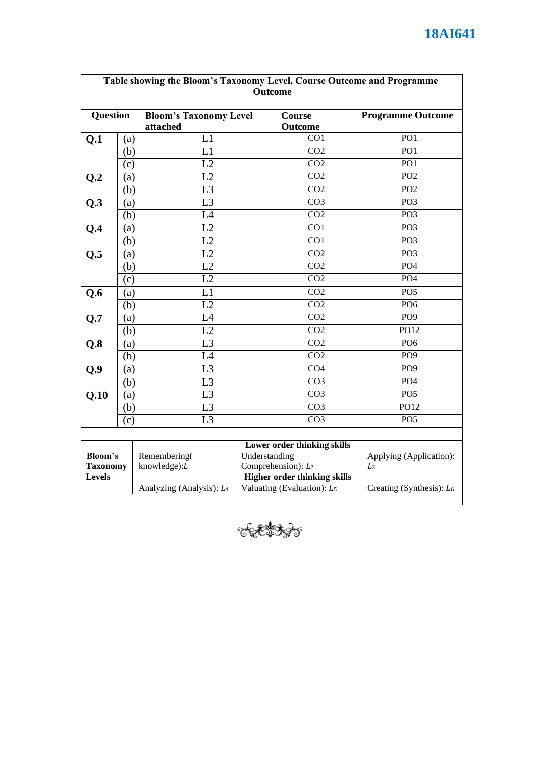**Table showing the Bloom's Taxonomy Level, Course Outcome and Programme Outcome**

| Question | | Bloom's Taxonomy Level attached | Course Outcome | Programme Outcome |
|---|---|---|---|---|
| **Q.1** | (a) | L1 | CO1 | PO1 |
| | (b) | L1 | CO2 | PO1 |
| | (c) | L2 | CO2 | PO1 |
| **Q.2** | (a) | L2 | CO2 | PO2 |
| | (b) | L3 | CO2 | PO2 |
| **Q.3** | (a) | L3 | CO3 | PO3 |
| | (b) | L4 | CO2 | PO3 |
| **Q.4** | (a) | L2 | CO1 | PO3 |
| | (b) | L2 | CO1 | PO3 |
| **Q.5** | (a) | L2 | CO2 | PO3 |
| | (b) | L2 | CO2 | PO4 |
| | (c) | L2 | CO2 | PO4 |
| **Q.6** | (a) | L1 | CO2 | PO5 |
| | (b) | L2 | CO2 | PO6 |
| **Q.7** | (a) | L4 | CO2 | PO9 |
| | (b) | L2 | CO2 | PO12 |
| **Q.8** | (a) | L3 | CO2 | PO6 |
| | (b) | L4 | CO2 | PO9 |
| **Q.9** | (a) | L3 | CO4 | PO9 |
| | (b) | L3 | CO3 | PO4 |
| **Q.10** | (a) | L3 | CO3 | PO5 |
| | (b) | L3 | CO3 | PO12 |
| | (c) | L3 | CO3 | PO5 |

| **Bloom's Taxonomy Levels** | **Lower order thinking skills** | | |
|---|---|---|---|
| | Remembering( knowledge): $L_1$ | Understanding Comprehension): $L_2$ | Applying (Application): $L_3$ |
| | **Higher order thinking skills** | | |
| | Analyzing (Analysis): $L_4$ | Valuating (Evaluation): $L_5$ | Creating (Synthesis): $L_6$ |